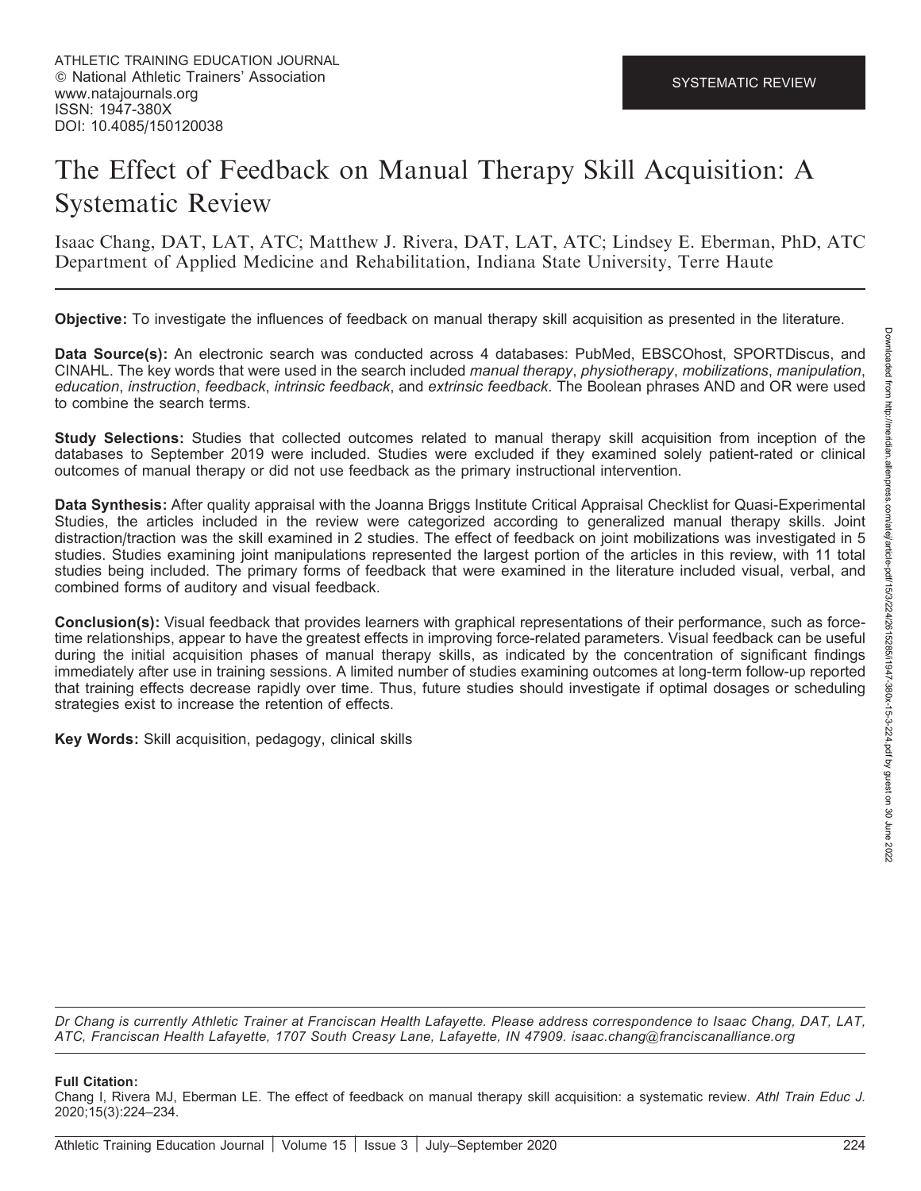ATHLETIC TRAINING EDUCATION JOURNAL
© National Athletic Trainers' Association
www.natajournals.org
ISSN: 1947-380X
DOI: 10.4085/150120038

SYSTEMATIC REVIEW

# The Effect of Feedback on Manual Therapy Skill Acquisition: A Systematic Review

Isaac Chang, DAT, LAT, ATC; Matthew J. Rivera, DAT, LAT, ATC; Lindsey E. Eberman, PhD, ATC
Department of Applied Medicine and Rehabilitation, Indiana State University, Terre Haute

**Objective:** To investigate the influences of feedback on manual therapy skill acquisition as presented in the literature.

**Data Source(s):** An electronic search was conducted across 4 databases: PubMed, EBSCOhost, SPORTDiscus, and CINAHL. The key words that were used in the search included *manual therapy*, *physiotherapy*, *mobilizations*, *manipulation*, *education*, *instruction*, *feedback*, *intrinsic feedback*, and *extrinsic feedback*. The Boolean phrases AND and OR were used to combine the search terms.

**Study Selections:** Studies that collected outcomes related to manual therapy skill acquisition from inception of the databases to September 2019 were included. Studies were excluded if they examined solely patient-rated or clinical outcomes of manual therapy or did not use feedback as the primary instructional intervention.

**Data Synthesis:** After quality appraisal with the Joanna Briggs Institute Critical Appraisal Checklist for Quasi-Experimental Studies, the articles included in the review were categorized according to generalized manual therapy skills. Joint distraction/traction was the skill examined in 2 studies. The effect of feedback on joint mobilizations was investigated in 5 studies. Studies examining joint manipulations represented the largest portion of the articles in this review, with 11 total studies being included. The primary forms of feedback that were examined in the literature included visual, verbal, and combined forms of auditory and visual feedback.

**Conclusion(s):** Visual feedback that provides learners with graphical representations of their performance, such as force-time relationships, appear to have the greatest effects in improving force-related parameters. Visual feedback can be useful during the initial acquisition phases of manual therapy skills, as indicated by the concentration of significant findings immediately after use in training sessions. A limited number of studies examining outcomes at long-term follow-up reported that training effects decrease rapidly over time. Thus, future studies should investigate if optimal dosages or scheduling strategies exist to increase the retention of effects.

**Key Words:** Skill acquisition, pedagogy, clinical skills

*Dr Chang is currently Athletic Trainer at Franciscan Health Lafayette. Please address correspondence to Isaac Chang, DAT, LAT, ATC, Franciscan Health Lafayette, 1707 South Creasy Lane, Lafayette, IN 47909. isaac.chang@franciscanalliance.org*

**Full Citation:**
Chang I, Rivera MJ, Eberman LE. The effect of feedback on manual therapy skill acquisition: a systematic review. *Athl Train Educ J.* 2020;15(3):224–234.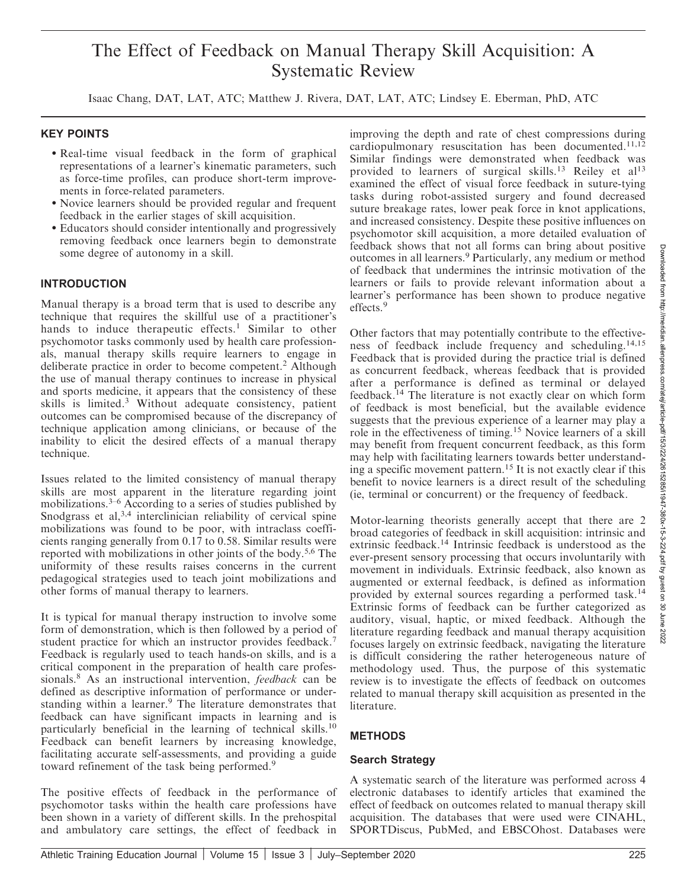# The Effect of Feedback on Manual Therapy Skill Acquisition: A Systematic Review

Isaac Chang, DAT, LAT, ATC; Matthew J. Rivera, DAT, LAT, ATC; Lindsey E. Eberman, PhD, ATC

## KEY POINTS

- Real-time visual feedback in the form of graphical representations of a learner's kinematic parameters, such as force-time profiles, can produce short-term improvements in force-related parameters.
- Novice learners should be provided regular and frequent feedback in the earlier stages of skill acquisition.
- Educators should consider intentionally and progressively removing feedback once learners begin to demonstrate some degree of autonomy in a skill.

## INTRODUCTION

Manual therapy is a broad term that is used to describe any technique that requires the skillful use of a practitioner's hands to induce therapeutic effects.[1] Similar to other psychomotor tasks commonly used by health care professionals, manual therapy skills require learners to engage in deliberate practice in order to become competent.[2] Although the use of manual therapy continues to increase in physical and sports medicine, it appears that the consistency of these skills is limited.[3] Without adequate consistency, patient outcomes can be compromised because of the discrepancy of technique application among clinicians, or because of the inability to elicit the desired effects of a manual therapy technique.

Issues related to the limited consistency of manual therapy skills are most apparent in the literature regarding joint mobilizations.[3–6] According to a series of studies published by Snodgrass et al,[3,4] interclinician reliability of cervical spine mobilizations was found to be poor, with intraclass coefficients ranging generally from 0.17 to 0.58. Similar results were reported with mobilizations in other joints of the body.[5,6] The uniformity of these results raises concerns in the current pedagogical strategies used to teach joint mobilizations and other forms of manual therapy to learners.

It is typical for manual therapy instruction to involve some form of demonstration, which is then followed by a period of student practice for which an instructor provides feedback.[7] Feedback is regularly used to teach hands-on skills, and is a critical component in the preparation of health care professionals.[8] As an instructional intervention, *feedback* can be defined as descriptive information of performance or understanding within a learner.[9] The literature demonstrates that feedback can have significant impacts in learning and is particularly beneficial in the learning of technical skills.[10] Feedback can benefit learners by increasing knowledge, facilitating accurate self-assessments, and providing a guide toward refinement of the task being performed.[9]

The positive effects of feedback in the performance of psychomotor tasks within the health care professions have been shown in a variety of different skills. In the prehospital and ambulatory care settings, the effect of feedback in improving the depth and rate of chest compressions during cardiopulmonary resuscitation has been documented.[11,12] Similar findings were demonstrated when feedback was provided to learners of surgical skills.[13] Reiley et al[13] examined the effect of visual force feedback in suture-tying tasks during robot-assisted surgery and found decreased suture breakage rates, lower peak force in knot applications, and increased consistency. Despite these positive influences on psychomotor skill acquisition, a more detailed evaluation of feedback shows that not all forms can bring about positive outcomes in all learners.[9] Particularly, any medium or method of feedback that undermines the intrinsic motivation of the learners or fails to provide relevant information about a learner's performance has been shown to produce negative effects.[9]

Other factors that may potentially contribute to the effectiveness of feedback include frequency and scheduling.[14,15] Feedback that is provided during the practice trial is defined as concurrent feedback, whereas feedback that is provided after a performance is defined as terminal or delayed feedback.[14] The literature is not exactly clear on which form of feedback is most beneficial, but the available evidence suggests that the previous experience of a learner may play a role in the effectiveness of timing.[15] Novice learners of a skill may benefit from frequent concurrent feedback, as this form may help with facilitating learners towards better understanding a specific movement pattern.[15] It is not exactly clear if this benefit to novice learners is a direct result of the scheduling (ie, terminal or concurrent) or the frequency of feedback.

Motor-learning theorists generally accept that there are 2 broad categories of feedback in skill acquisition: intrinsic and extrinsic feedback.[14] Intrinsic feedback is understood as the ever-present sensory processing that occurs involuntarily with movement in individuals. Extrinsic feedback, also known as augmented or external feedback, is defined as information provided by external sources regarding a performed task.[14] Extrinsic forms of feedback can be further categorized as auditory, visual, haptic, or mixed feedback. Although the literature regarding feedback and manual therapy acquisition focuses largely on extrinsic feedback, navigating the literature is difficult considering the rather heterogeneous nature of methodology used. Thus, the purpose of this systematic review is to investigate the effects of feedback on outcomes related to manual therapy skill acquisition as presented in the literature.

## METHODS

### Search Strategy

A systematic search of the literature was performed across 4 electronic databases to identify articles that examined the effect of feedback on outcomes related to manual therapy skill acquisition. The databases that were used were CINAHL, SPORTDiscus, PubMed, and EBSCOhost. Databases were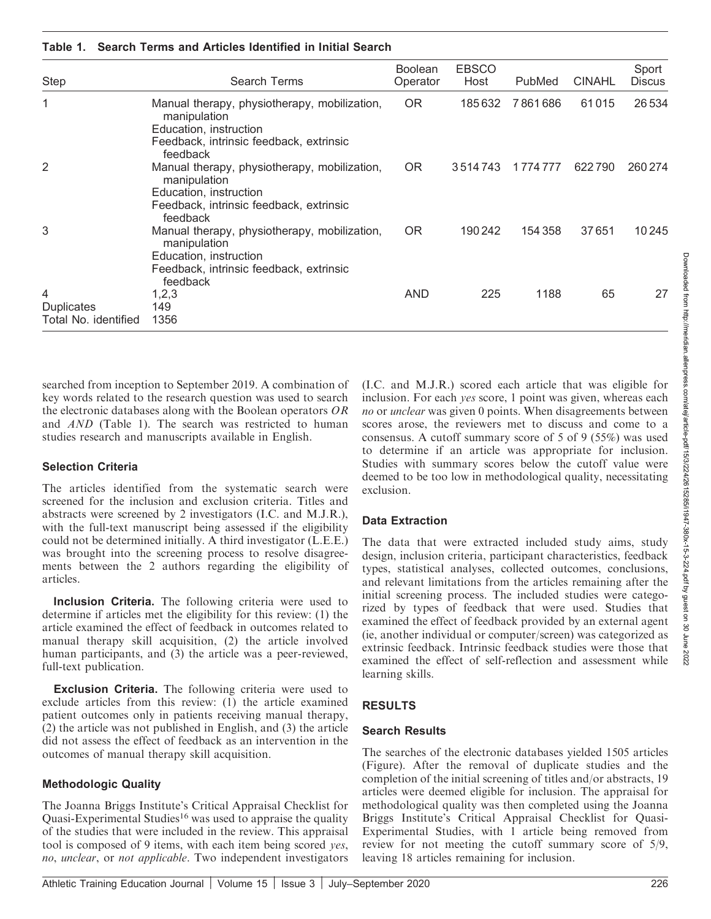**Table 1. Search Terms and Articles Identified in Initial Search**

| Step | Search Terms | Boolean Operator | EBSCO Host | PubMed | CINAHL | Sport Discus |
|---|---|---|---|---|---|---|
| 1 | Manual therapy, physiotherapy, mobilization, manipulation<br>Education, instruction<br>Feedback, intrinsic feedback, extrinsic feedback | OR | 185 632 | 7 861 686 | 61 015 | 26 534 |
| 2 | Manual therapy, physiotherapy, mobilization, manipulation<br>Education, instruction<br>Feedback, intrinsic feedback, extrinsic feedback | OR | 3 514 743 | 1 774 777 | 622 790 | 260 274 |
| 3 | Manual therapy, physiotherapy, mobilization, manipulation<br>Education, instruction<br>Feedback, intrinsic feedback, extrinsic feedback | OR | 190 242 | 154 358 | 37 651 | 10 245 |
| 4 | 1,2,3 | AND | 225 | 1188 | 65 | 27 |
| Duplicates | 149 | | | | | |
| Total No. identified | 1356 | | | | | |

searched from inception to September 2019. A combination of key words related to the research question was used to search the electronic databases along with the Boolean operators *OR* and *AND* (Table 1). The search was restricted to human studies research and manuscripts available in English.

### Selection Criteria

The articles identified from the systematic search were screened for the inclusion and exclusion criteria. Titles and abstracts were screened by 2 investigators (I.C. and M.J.R.), with the full-text manuscript being assessed if the eligibility could not be determined initially. A third investigator (L.E.E.) was brought into the screening process to resolve disagreements between the 2 authors regarding the eligibility of articles.

**Inclusion Criteria.** The following criteria were used to determine if articles met the eligibility for this review: (1) the article examined the effect of feedback in outcomes related to manual therapy skill acquisition, (2) the article involved human participants, and (3) the article was a peer-reviewed, full-text publication.

**Exclusion Criteria.** The following criteria were used to exclude articles from this review: (1) the article examined patient outcomes only in patients receiving manual therapy, (2) the article was not published in English, and (3) the article did not assess the effect of feedback as an intervention in the outcomes of manual therapy skill acquisition.

### Methodologic Quality

The Joanna Briggs Institute's Critical Appraisal Checklist for Quasi-Experimental Studies[16] was used to appraise the quality of the studies that were included in the review. This appraisal tool is composed of 9 items, with each item being scored *yes*, *no*, *unclear*, or *not applicable*. Two independent investigators (I.C. and M.J.R.) scored each article that was eligible for inclusion. For each *yes* score, 1 point was given, whereas each *no* or *unclear* was given 0 points. When disagreements between scores arose, the reviewers met to discuss and come to a consensus. A cutoff summary score of 5 of 9 (55%) was used to determine if an article was appropriate for inclusion. Studies with summary scores below the cutoff value were deemed to be too low in methodological quality, necessitating exclusion.

### Data Extraction

The data that were extracted included study aims, study design, inclusion criteria, participant characteristics, feedback types, statistical analyses, collected outcomes, conclusions, and relevant limitations from the articles remaining after the initial screening process. The included studies were categorized by types of feedback that were used. Studies that examined the effect of feedback provided by an external agent (ie, another individual or computer/screen) was categorized as extrinsic feedback. Intrinsic feedback studies were those that examined the effect of self-reflection and assessment while learning skills.

## RESULTS

### Search Results

The searches of the electronic databases yielded 1505 articles (Figure). After the removal of duplicate studies and the completion of the initial screening of titles and/or abstracts, 19 articles were deemed eligible for inclusion. The appraisal for methodological quality was then completed using the Joanna Briggs Institute's Critical Appraisal Checklist for Quasi-Experimental Studies, with 1 article being removed from review for not meeting the cutoff summary score of 5/9, leaving 18 articles remaining for inclusion.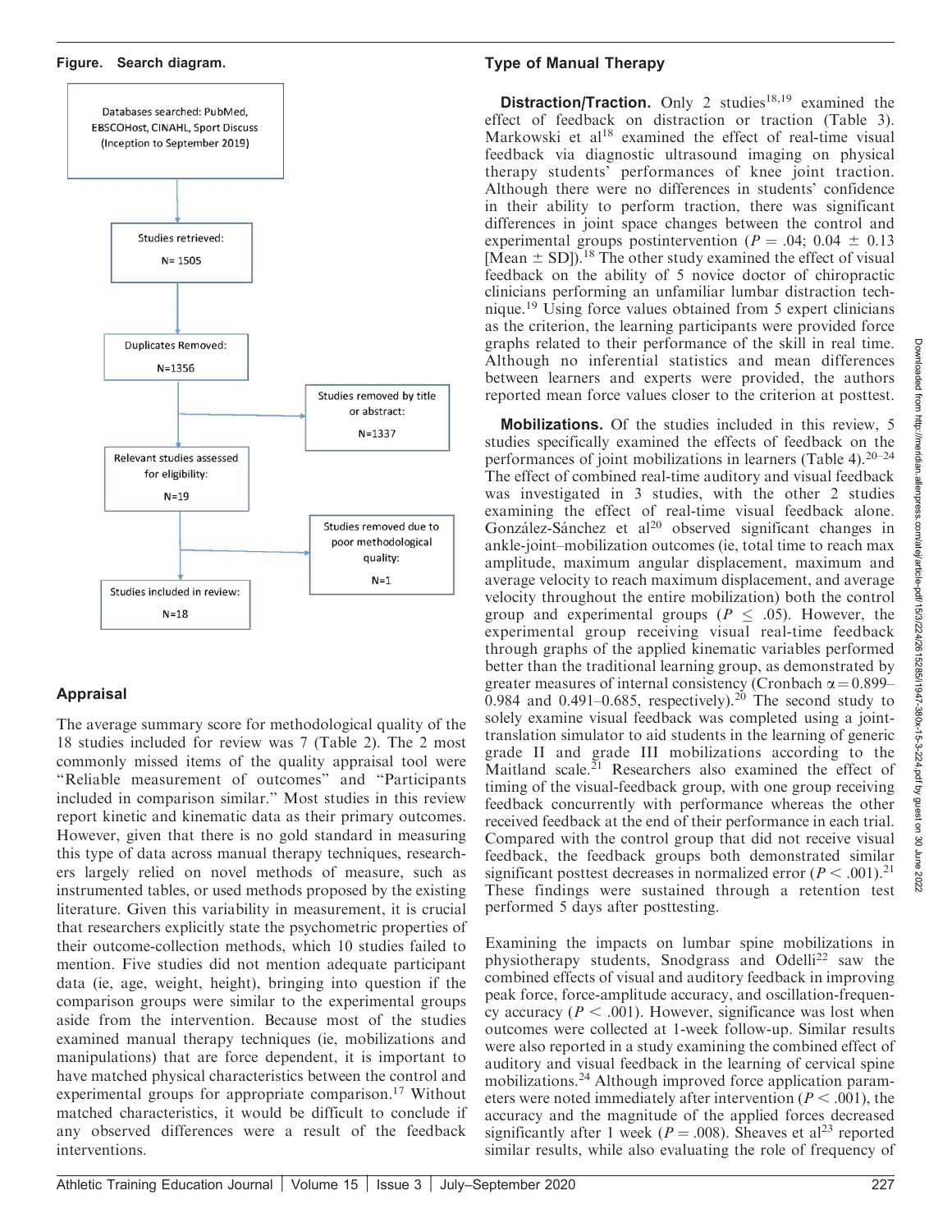**Figure. Search diagram.**

Databases searched: PubMed, EBSCOHost, CINAHL, Sport Discuss (Inception to September 2019)

Studies retrieved: N= 1505

Duplicates Removed: N=1356

Studies removed by title or abstract: N=1337

Relevant studies assessed for eligibility: N=19

Studies removed due to poor methodological quality: N=1

Studies included in review: N=18

## Appraisal

The average summary score for methodological quality of the 18 studies included for review was 7 (Table 2). The 2 most commonly missed items of the quality appraisal tool were "Reliable measurement of outcomes" and "Participants included in comparison similar." Most studies in this review report kinetic and kinematic data as their primary outcomes. However, given that there is no gold standard in measuring this type of data across manual therapy techniques, researchers largely relied on novel methods of measure, such as instrumented tables, or used methods proposed by the existing literature. Given this variability in measurement, it is crucial that researchers explicitly state the psychometric properties of their outcome-collection methods, which 10 studies failed to mention. Five studies did not mention adequate participant data (ie, age, weight, height), bringing into question if the comparison groups were similar to the experimental groups aside from the intervention. Because most of the studies examined manual therapy techniques (ie, mobilizations and manipulations) that are force dependent, it is important to have matched physical characteristics between the control and experimental groups for appropriate comparison.[17] Without matched characteristics, it would be difficult to conclude if any observed differences were a result of the feedback interventions.

## Type of Manual Therapy

**Distraction/Traction.** Only 2 studies[18,19] examined the effect of feedback on distraction or traction (Table 3). Markowski et al[18] examined the effect of real-time visual feedback via diagnostic ultrasound imaging on physical therapy students' performances of knee joint traction. Although there were no differences in students' confidence in their ability to perform traction, there was significant differences in joint space changes between the control and experimental groups postintervention ($P = .04$; $0.04 \pm 0.13$ [Mean $\pm$ SD]).[18] The other study examined the effect of visual feedback on the ability of 5 novice doctor of chiropractic clinicians performing an unfamiliar lumbar distraction technique.[19] Using force values obtained from 5 expert clinicians as the criterion, the learning participants were provided force graphs related to their performance of the skill in real time. Although no inferential statistics and mean differences between learners and experts were provided, the authors reported mean force values closer to the criterion at posttest.

**Mobilizations.** Of the studies included in this review, 5 studies specifically examined the effects of feedback on the performances of joint mobilizations in learners (Table 4).[20–24] The effect of combined real-time auditory and visual feedback was investigated in 3 studies, with the other 2 studies examining the effect of real-time visual feedback alone. González-Sánchez et al[20] observed significant changes in ankle-joint–mobilization outcomes (ie, total time to reach max amplitude, maximum angular displacement, maximum and average velocity to reach maximum displacement, and average velocity throughout the entire mobilization) both the control group and experimental groups ($P \leq .05$). However, the experimental group receiving visual real-time feedback through graphs of the applied kinematic variables performed better than the traditional learning group, as demonstrated by greater measures of internal consistency (Cronbach $\alpha = 0.899$–$0.984$ and $0.491$–$0.685$, respectively).[20] The second study to solely examine visual feedback was completed using a joint-translation simulator to aid students in the learning of generic grade II and grade III mobilizations according to the Maitland scale.[21] Researchers also examined the effect of timing of the visual-feedback group, with one group receiving feedback concurrently with performance whereas the other received feedback at the end of their performance in each trial. Compared with the control group that did not receive visual feedback, the feedback groups both demonstrated similar significant posttest decreases in normalized error ($P < .001$).[21] These findings were sustained through a retention test performed 5 days after posttesting.

Examining the impacts on lumbar spine mobilizations in physiotherapy students, Snodgrass and Odelli[22] saw the combined effects of visual and auditory feedback in improving peak force, force-amplitude accuracy, and oscillation-frequency accuracy ($P < .001$). However, significance was lost when outcomes were collected at 1-week follow-up. Similar results were also reported in a study examining the combined effect of auditory and visual feedback in the learning of cervical spine mobilizations.[24] Although improved force application parameters were noted immediately after intervention ($P < .001$), the accuracy and the magnitude of the applied forces decreased significantly after 1 week ($P = .008$). Sheaves et al[23] reported similar results, while also evaluating the role of frequency of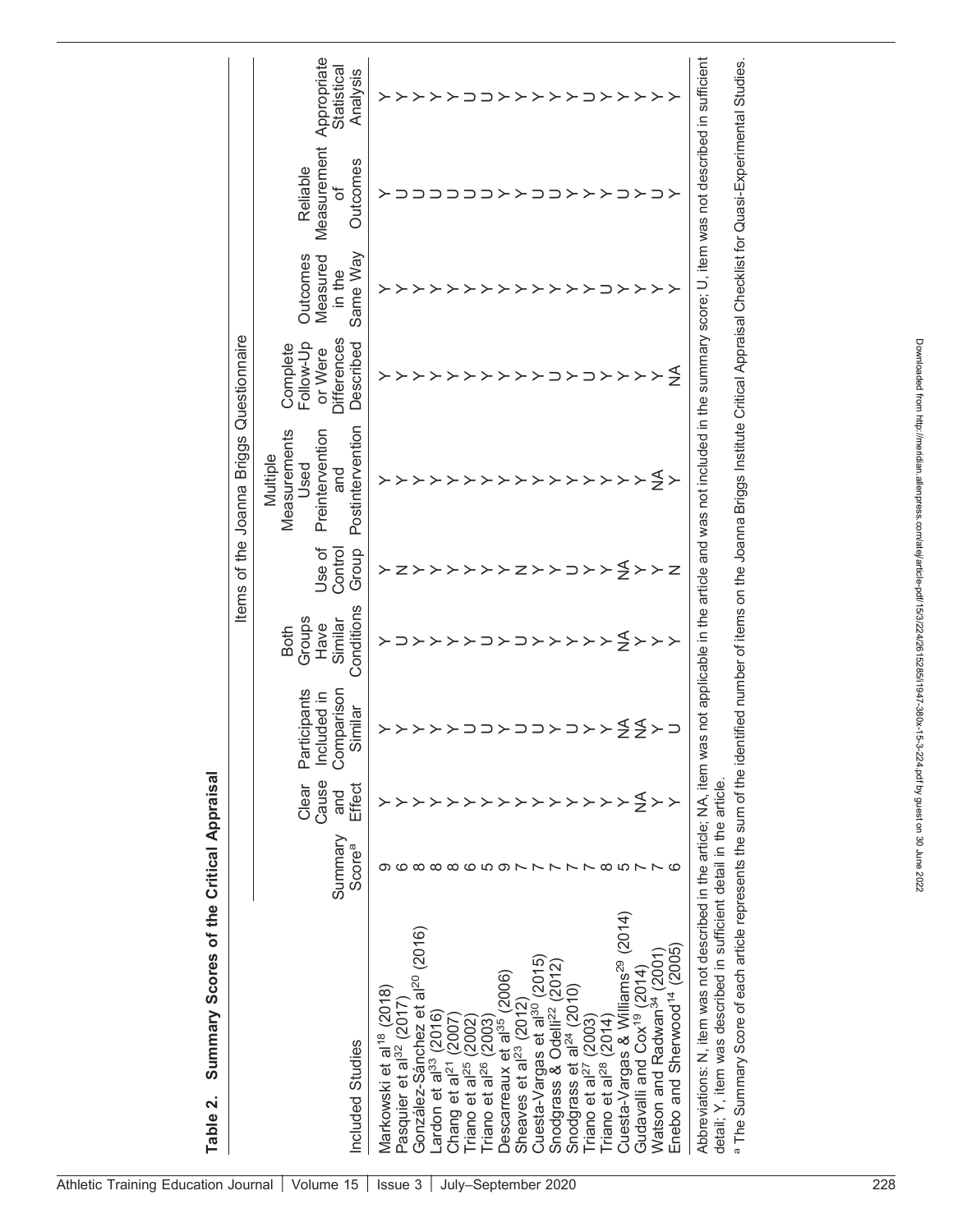**Table 2. Summary Scores of the Critical Appraisal**

| Included Studies | Summary Score[a] | Items of the Joanna Briggs Questionnaire | | | | | | | | |
|---|---|---|---|---|---|---|---|---|---|---|
| | | Clear Cause and Effect | Participants Included in Comparison Similar | Both Groups Have Similar Conditions | Use of Control Group | Multiple Measurements Used Preintervention and Postintervention | Complete Follow-Up or Were Differences Described | Outcomes Measured in the Same Way | Reliable Measurement of Outcomes | Appropriate Statistical Analysis |
| Markowski et al[18] (2018) | 9 | Y | Y | Y | Y | Y | Y | Y | Y | Y |
| Pasquier et al[32] (2017) | 6 | Y | Y | U | N | Y | Y | Y | U | Y |
| González-Sánchez et al[20] (2016) | 8 | Y | Y | Y | Y | Y | Y | Y | U | Y |
| Lardon et al[33] (2016) | 8 | Y | Y | Y | Y | Y | Y | Y | U | Y |
| Chang et al[21] (2007) | 8 | Y | Y | Y | Y | Y | Y | Y | U | Y |
| Triano et al[25] (2002) | 6 | Y | U | Y | Y | Y | Y | Y | U | U |
| Triano et al[26] (2003) | 5 | Y | U | U | Y | Y | Y | Y | U | U |
| Descarreaux et al[35] (2006) | 9 | Y | Y | Y | Y | Y | Y | Y | Y | Y |
| Sheaves et al[23] (2012) | 7 | Y | U | U | N | Y | Y | Y | Y | Y |
| Cuesta-Vargas et al[30] (2015) | 7 | Y | U | Y | Y | Y | Y | Y | U | Y |
| Snodgrass & Odelli[22] (2012) | 7 | Y | Y | Y | Y | Y | U | Y | U | Y |
| Snodgrass et al[24] (2010) | 7 | Y | U | Y | U | Y | Y | Y | Y | Y |
| Triano et al[27] (2003) | 7 | Y | Y | Y | Y | Y | U | Y | Y | U |
| Triano et al[28] (2014) | 8 | Y | Y | Y | Y | Y | Y | U | Y | Y |
| Cuesta-Vargas & Williams[29] (2014) | 5 | Y | NA | NA | NA | Y | Y | Y | U | Y |
| Gudavalli and Cox[19] (2014) | 7 | NA | NA | Y | Y | Y | Y | Y | Y | Y |
| Watson and Radwan[34] (2001) | 7 | Y | Y | Y | Y | NA | Y | Y | U | Y |
| Enebo and Sherwood[14] (2005) | 6 | Y | U | Y | N | Y | NA | Y | Y | Y |

Abbreviations: N, item was not described in the article; NA, item was not applicable in the article and was not included in the summary score; U, item was not described in sufficient detail; Y, item was described in sufficient detail in the article.

[a] The Summary Score of each article represents the sum of the identified number of items on the Joanna Briggs Institute Critical Appraisal Checklist for Quasi-Experimental Studies.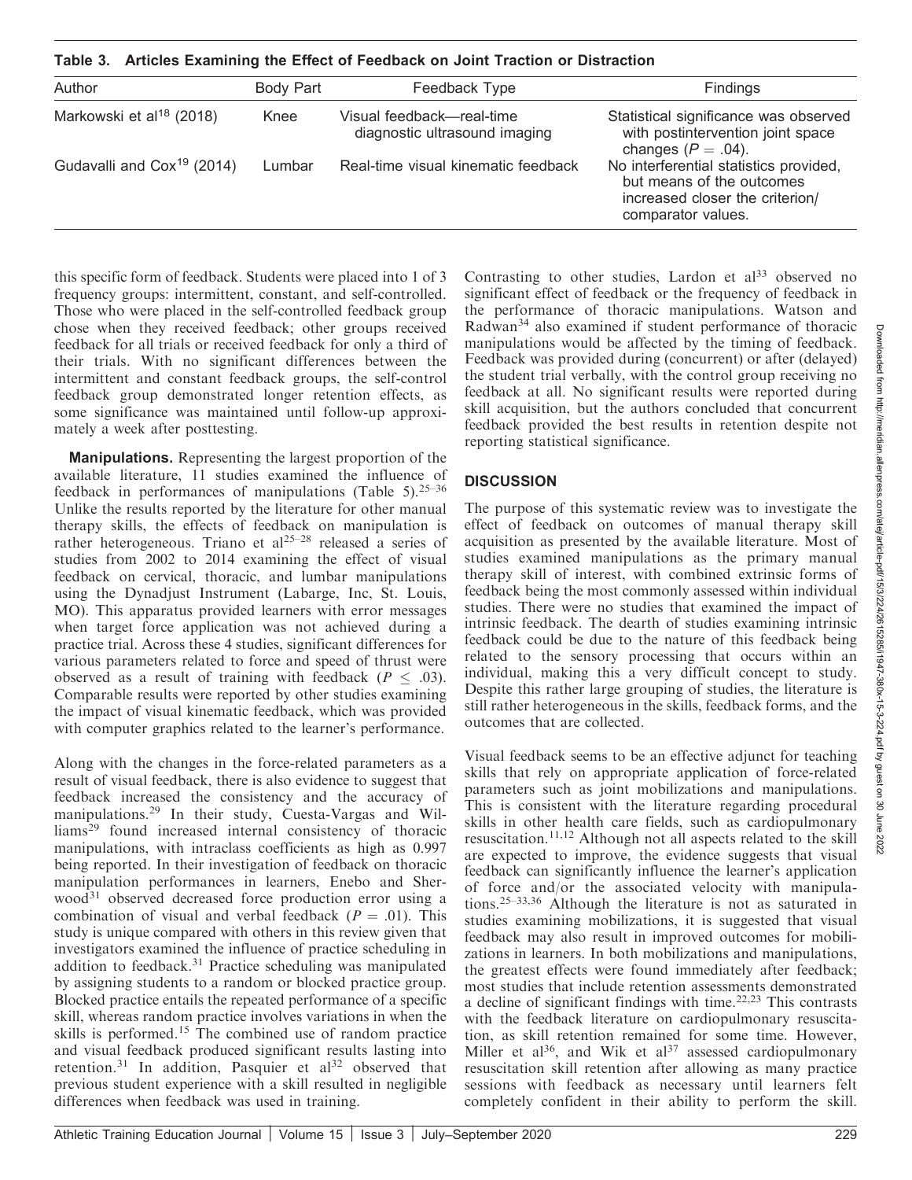**Table 3. Articles Examining the Effect of Feedback on Joint Traction or Distraction**

| Author | Body Part | Feedback Type | Findings |
|---|---|---|---|
| Markowski et al[18] (2018) | Knee | Visual feedback—real-time diagnostic ultrasound imaging | Statistical significance was observed with postintervention joint space changes ($P = .04$). |
| Gudavalli and Cox[19] (2014) | Lumbar | Real-time visual kinematic feedback | No interferential statistics provided, but means of the outcomes increased closer the criterion/comparator values. |

this specific form of feedback. Students were placed into 1 of 3 frequency groups: intermittent, constant, and self-controlled. Those who were placed in the self-controlled feedback group chose when they received feedback; other groups received feedback for all trials or received feedback for only a third of their trials. With no significant differences between the intermittent and constant feedback groups, the self-control feedback group demonstrated longer retention effects, as some significance was maintained until follow-up approximately a week after posttesting.

**Manipulations.** Representing the largest proportion of the available literature, 11 studies examined the influence of feedback in performances of manipulations (Table 5).[25–36] Unlike the results reported by the literature for other manual therapy skills, the effects of feedback on manipulation is rather heterogeneous. Triano et al[25–28] released a series of studies from 2002 to 2014 examining the effect of visual feedback on cervical, thoracic, and lumbar manipulations using the Dynadjust Instrument (Labarge, Inc, St. Louis, MO). This apparatus provided learners with error messages when target force application was not achieved during a practice trial. Across these 4 studies, significant differences for various parameters related to force and speed of thrust were observed as a result of training with feedback ($P \leq .03$). Comparable results were reported by other studies examining the impact of visual kinematic feedback, which was provided with computer graphics related to the learner's performance.

Along with the changes in the force-related parameters as a result of visual feedback, there is also evidence to suggest that feedback increased the consistency and the accuracy of manipulations.[29] In their study, Cuesta-Vargas and Williams[29] found increased internal consistency of thoracic manipulations, with intraclass coefficients as high as 0.997 being reported. In their investigation of feedback on thoracic manipulation performances in learners, Enebo and Sherwood[31] observed decreased force production error using a combination of visual and verbal feedback ($P = .01$). This study is unique compared with others in this review given that investigators examined the influence of practice scheduling in addition to feedback.[31] Practice scheduling was manipulated by assigning students to a random or blocked practice group. Blocked practice entails the repeated performance of a specific skill, whereas random practice involves variations in when the skills is performed.[15] The combined use of random practice and visual feedback produced significant results lasting into retention.[31] In addition, Pasquier et al[32] observed that previous student experience with a skill resulted in negligible differences when feedback was used in training.

Contrasting to other studies, Lardon et al[33] observed no significant effect of feedback or the frequency of feedback in the performance of thoracic manipulations. Watson and Radwan[34] also examined if student performance of thoracic manipulations would be affected by the timing of feedback. Feedback was provided during (concurrent) or after (delayed) the student trial verbally, with the control group receiving no feedback at all. No significant results were reported during skill acquisition, but the authors concluded that concurrent feedback provided the best results in retention despite not reporting statistical significance.

## DISCUSSION

The purpose of this systematic review was to investigate the effect of feedback on outcomes of manual therapy skill acquisition as presented by the available literature. Most of studies examined manipulations as the primary manual therapy skill of interest, with combined extrinsic forms of feedback being the most commonly assessed within individual studies. There were no studies that examined the impact of intrinsic feedback. The dearth of studies examining intrinsic feedback could be due to the nature of this feedback being related to the sensory processing that occurs within an individual, making this a very difficult concept to study. Despite this rather large grouping of studies, the literature is still rather heterogeneous in the skills, feedback forms, and the outcomes that are collected.

Visual feedback seems to be an effective adjunct for teaching skills that rely on appropriate application of force-related parameters such as joint mobilizations and manipulations. This is consistent with the literature regarding procedural skills in other health care fields, such as cardiopulmonary resuscitation.[11,12] Although not all aspects related to the skill are expected to improve, the evidence suggests that visual feedback can significantly influence the learner's application of force and/or the associated velocity with manipulations.[25–33,36] Although the literature is not as saturated in studies examining mobilizations, it is suggested that visual feedback may also result in improved outcomes for mobilizations in learners. In both mobilizations and manipulations, the greatest effects were found immediately after feedback; most studies that include retention assessments demonstrated a decline of significant findings with time.[22,23] This contrasts with the feedback literature on cardiopulmonary resuscitation, as skill retention remained for some time. However, Miller et al[36], and Wik et al[37] assessed cardiopulmonary resuscitation skill retention after allowing as many practice sessions with feedback as necessary until learners felt completely confident in their ability to perform the skill.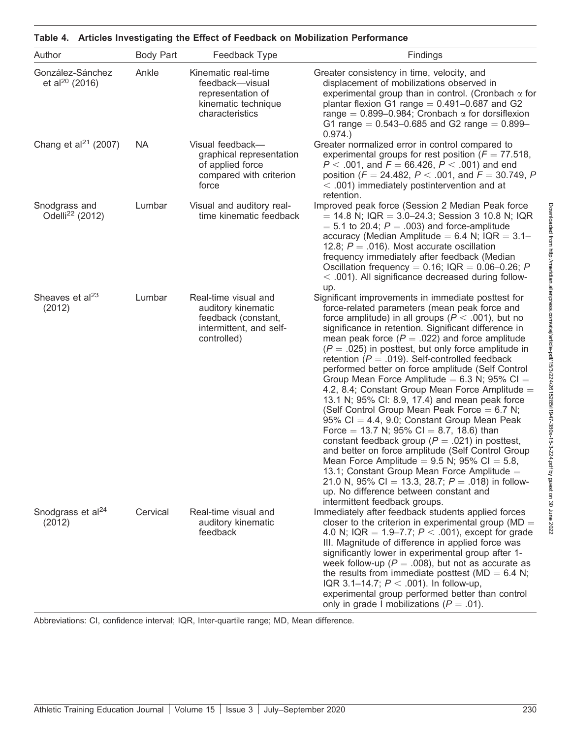**Table 4. Articles Investigating the Effect of Feedback on Mobilization Performance**

| Author | Body Part | Feedback Type | Findings |
|---|---|---|---|
| González-Sánchez et al[20] (2016) | Ankle | Kinematic real-time feedback—visual representation of kinematic technique characteristics | Greater consistency in time, velocity, and displacement of mobilizations observed in experimental group than in control. (Cronbach $\alpha$ for plantar flexion G1 range = 0.491–0.687 and G2 range = 0.899–0.984; Cronbach $\alpha$ for dorsiflexion G1 range = 0.543–0.685 and G2 range = 0.899–0.974.) |
| Chang et al[21] (2007) | NA | Visual feedback—graphical representation of applied force compared with criterion force | Greater normalized error in control compared to experimental groups for rest position ($F = 77.518$, $P < .001$, and $F = 66.426$, $P < .001$) and end position ($F = 24.482$, $P < .001$, and $F = 30.749$, $P < .001$) immediately postintervention and at retention. |
| Snodgrass and Odelli[22] (2012) | Lumbar | Visual and auditory real-time kinematic feedback | Improved peak force (Session 2 Median Peak force = 14.8 N; IQR = 3.0–24.3; Session 3 10.8 N; IQR = 5.1 to 20.4; $P = .003$) and force-amplitude accuracy (Median Amplitude = 6.4 N; IQR = 3.1–12.8; $P = .016$). Most accurate oscillation frequency immediately after feedback (Median Oscillation frequency = 0.16; IQR = 0.06–0.26; $P < .001$). All significance decreased during follow-up. |
| Sheaves et al[23] (2012) | Lumbar | Real-time visual and auditory kinematic feedback (constant, intermittent, and self-controlled) | Significant improvements in immediate posttest for force-related parameters (mean peak force and force amplitude) in all groups ($P < .001$), but no significance in retention. Significant difference in mean peak force ($P = .022$) and force amplitude ($P = .025$) in posttest, but only force amplitude in retention ($P = .019$). Self-controlled feedback performed better on force amplitude (Self Control Group Mean Force Amplitude = 6.3 N; 95% CI = 4.2, 8.4; Constant Group Mean Force Amplitude = 13.1 N; 95% CI: 8.9, 17.4) and mean peak force (Self Control Group Mean Peak Force = 6.7 N; 95% CI = 4.4, 9.0; Constant Group Mean Peak Force = 13.7 N; 95% CI = 8.7, 18.6) than constant feedback group ($P = .021$) in posttest, and better on force amplitude (Self Control Group Mean Force Amplitude = 9.5 N; 95% CI = 5.8, 13.1; Constant Group Mean Force Amplitude = 21.0 N, 95% CI = 13.3, 28.7; $P = .018$) in follow-up. No difference between constant and intermittent feedback groups. |
| Snodgrass et al[24] (2012) | Cervical | Real-time visual and auditory kinematic feedback | Immediately after feedback students applied forces closer to the criterion in experimental group (MD = 4.0 N; IQR = 1.9–7.7; $P < .001$), except for grade III. Magnitude of difference in applied force was significantly lower in experimental group after 1-week follow-up ($P = .008$), but not as accurate as the results from immediate posttest (MD = 6.4 N; IQR 3.1–14.7; $P < .001$). In follow-up, experimental group performed better than control only in grade I mobilizations ($P = .01$). |

Abbreviations: CI, confidence interval; IQR, Inter-quartile range; MD, Mean difference.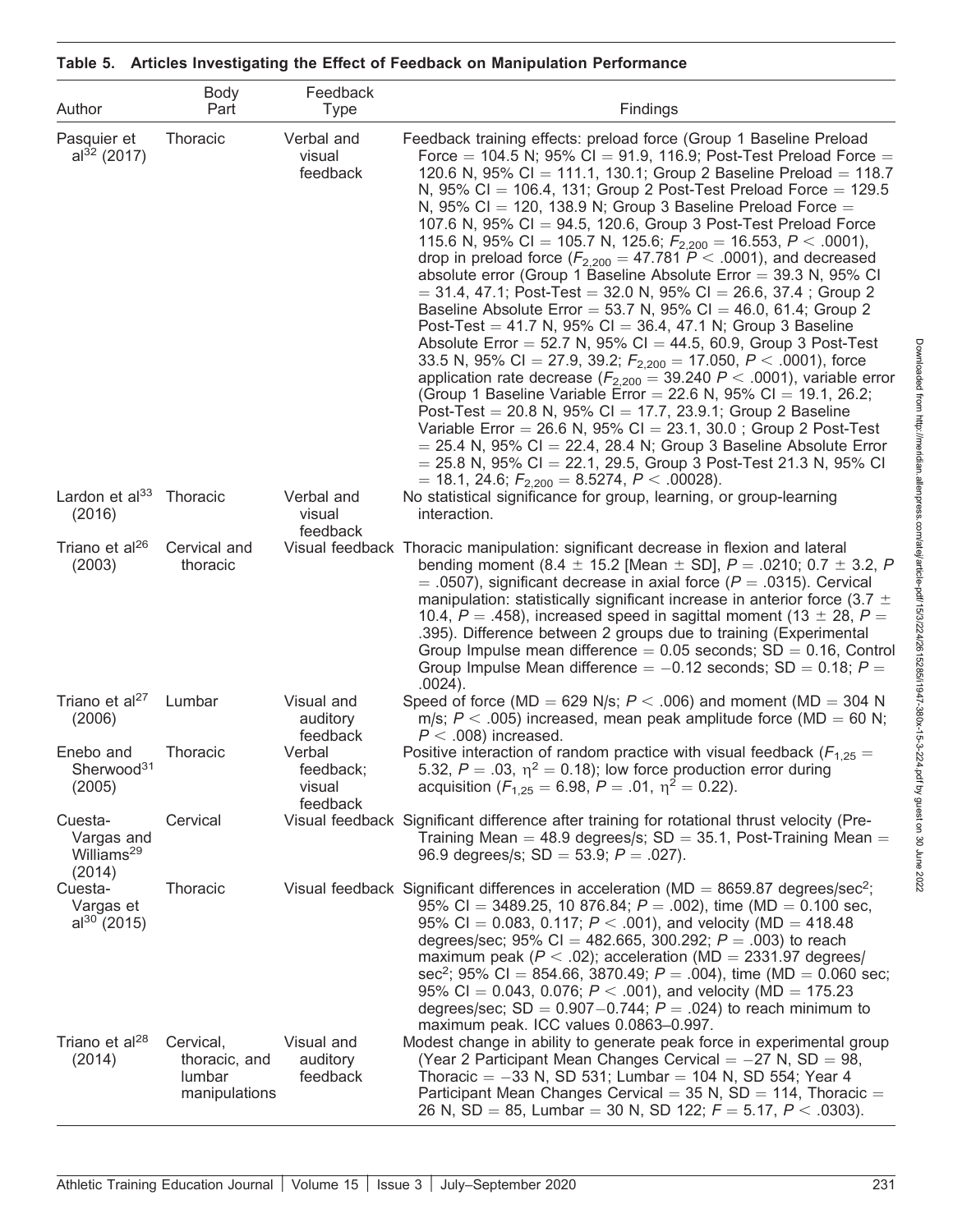**Table 5. Articles Investigating the Effect of Feedback on Manipulation Performance**

| Author | Body Part | Feedback Type | Findings |
| --- | --- | --- | --- |
| Pasquier et al[32] (2017) | Thoracic | Verbal and visual feedback | Feedback training effects: preload force (Group 1 Baseline Preload Force = 104.5 N; 95% CI = 91.9, 116.9; Post-Test Preload Force = 120.6 N, 95% CI = 111.1, 130.1; Group 2 Baseline Preload = 118.7 N, 95% CI = 106.4, 131; Group 2 Post-Test Preload Force = 129.5 N, 95% CI = 120, 138.9 N; Group 3 Baseline Preload Force = 107.6 N, 95% CI = 94.5, 120.6, Group 3 Post-Test Preload Force 115.6 N, 95% CI = 105.7 N, 125.6; $F_{2,200} = 16.553$, $P < .0001$), drop in preload force ($F_{2,200} = 47.781$ $P < .0001$), and decreased absolute error (Group 1 Baseline Absolute Error = 39.3 N, 95% CI = 31.4, 47.1; Post-Test = 32.0 N, 95% CI = 26.6, 37.4 ; Group 2 Baseline Absolute Error = 53.7 N, 95% CI = 46.0, 61.4; Group 2 Post-Test = 41.7 N, 95% CI = 36.4, 47.1 N; Group 3 Baseline Absolute Error = 52.7 N, 95% CI = 44.5, 60.9, Group 3 Post-Test 33.5 N, 95% CI = 27.9, 39.2; $F_{2,200} = 17.050$, $P < .0001$), force application rate decrease ($F_{2,200} = 39.240$ $P < .0001$), variable error (Group 1 Baseline Variable Error = 22.6 N, 95% CI = 19.1, 26.2; Post-Test = 20.8 N, 95% CI = 17.7, 23.9.1; Group 2 Baseline Variable Error = 26.6 N, 95% CI = 23.1, 30.0 ; Group 2 Post-Test = 25.4 N, 95% CI = 22.4, 28.4 N; Group 3 Baseline Absolute Error = 25.8 N, 95% CI = 22.1, 29.5, Group 3 Post-Test 21.3 N, 95% CI = 18.1, 24.6; $F_{2,200} = 8.5274$, $P < .00028$). |
| Lardon et al[33] (2016) | Thoracic | Verbal and visual feedback | No statistical significance for group, learning, or group-learning interaction. |
| Triano et al[26] (2003) | Cervical and thoracic | Visual feedback | Thoracic manipulation: significant decrease in flexion and lateral bending moment (8.4 ± 15.2 [Mean ± SD], $P = .0210$; 0.7 ± 3.2, $P = .0507$), significant decrease in axial force ($P = .0315$). Cervical manipulation: statistically significant increase in anterior force (3.7 ± 10.4, $P = .458$), increased speed in sagittal moment (13 ± 28, $P = .395$). Difference between 2 groups due to training (Experimental Group Impulse mean difference = 0.05 seconds; SD = 0.16, Control Group Impulse Mean difference = −0.12 seconds; SD = 0.18; $P = .0024$). |
| Triano et al[27] (2006) | Lumbar | Visual and auditory feedback | Speed of force (MD = 629 N/s; $P < .006$) and moment (MD = 304 N m/s; $P < .005$) increased, mean peak amplitude force (MD = 60 N; $P < .008$) increased. |
| Enebo and Sherwood[31] (2005) | Thoracic | Verbal feedback; visual feedback | Positive interaction of random practice with visual feedback ($F_{1,25} = 5.32$, $P = .03$, $\eta^2 = 0.18$); low force production error during acquisition ($F_{1,25} = 6.98$, $P = .01$, $\eta^2 = 0.22$). |
| Cuesta-Vargas and Williams[29] (2014) | Cervical | Visual feedback | Significant difference after training for rotational thrust velocity (Pre-Training Mean = 48.9 degrees/s; SD = 35.1, Post-Training Mean = 96.9 degrees/s; SD = 53.9; $P = .027$). |
| Cuesta-Vargas et al[30] (2015) | Thoracic | Visual feedback | Significant differences in acceleration (MD = 8659.87 degrees/sec$^2$; 95% CI = 3489.25, 10 876.84; $P = .002$), time (MD = 0.100 sec, 95% CI = 0.083, 0.117; $P < .001$), and velocity (MD = 418.48 degrees/sec; 95% CI = 482.665, 300.292; $P = .003$) to reach maximum peak ($P < .02$); acceleration (MD = 2331.97 degrees/sec$^2$; 95% CI = 854.66, 3870.49; $P = .004$), time (MD = 0.060 sec; 95% CI = 0.043, 0.076; $P < .001$), and velocity (MD = 175.23 degrees/sec; SD = 0.907–0.744; $P = .024$) to reach minimum to maximum peak. ICC values 0.0863–0.997. |
| Triano et al[28] (2014) | Cervical, thoracic, and lumbar manipulations | Visual and auditory feedback | Modest change in ability to generate peak force in experimental group (Year 2 Participant Mean Changes Cervical = −27 N, SD = 98, Thoracic = −33 N, SD 531; Lumbar = 104 N, SD 554; Year 4 Participant Mean Changes Cervical = 35 N, SD = 114, Thoracic = 26 N, SD = 85, Lumbar = 30 N, SD 122; $F = 5.17$, $P < .0303$). |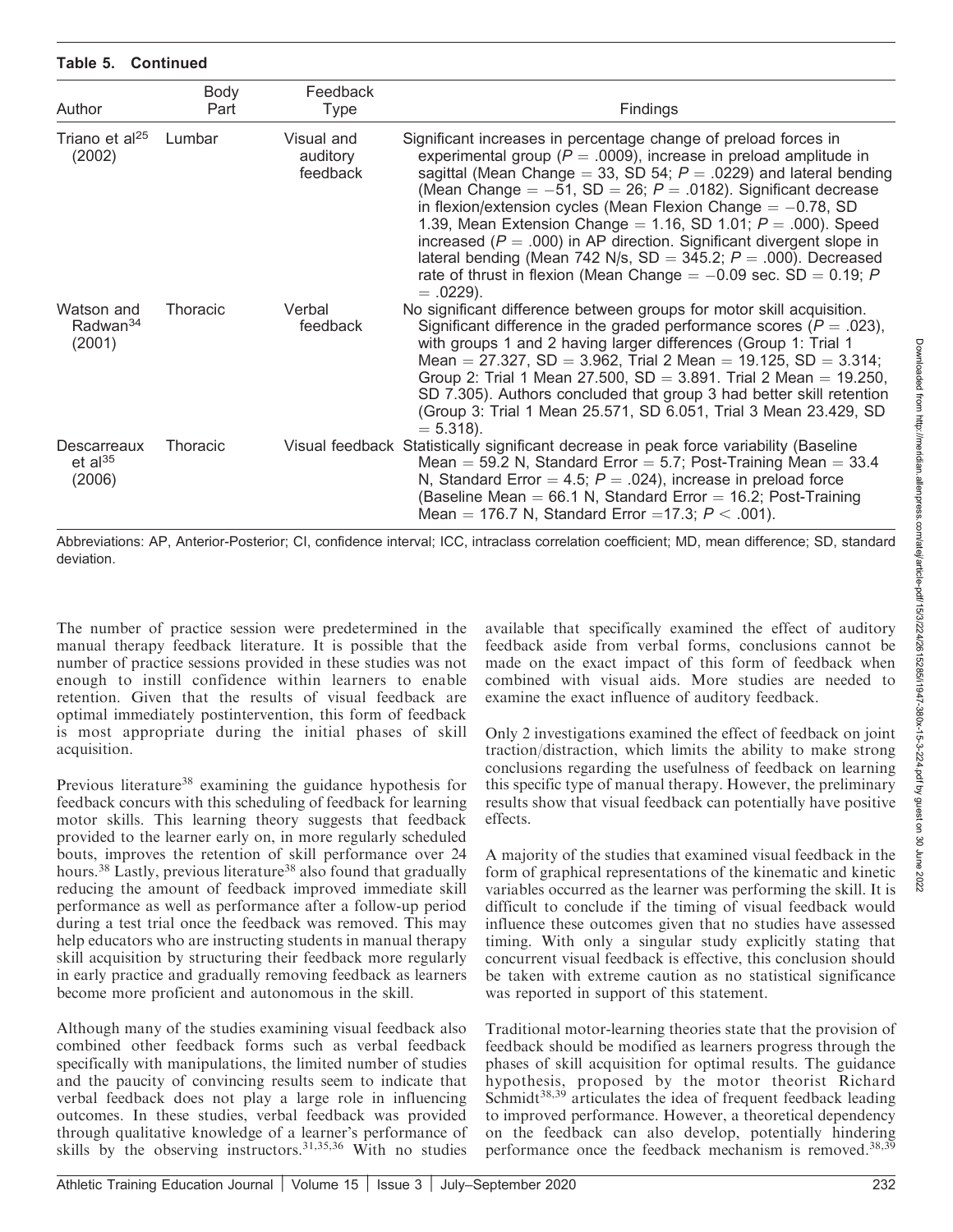**Table 5. Continued**

| Author | Body Part | Feedback Type | Findings |
| --- | --- | --- | --- |
| Triano et al[25] (2002) | Lumbar | Visual and auditory feedback | Significant increases in percentage change of preload forces in experimental group ($P = .0009$), increase in preload amplitude in sagittal (Mean Change = 33, SD 54; $P = .0229$) and lateral bending (Mean Change = −51, SD = 26; $P = .0182$). Significant decrease in flexion/extension cycles (Mean Flexion Change = −0.78, SD 1.39, Mean Extension Change = 1.16, SD 1.01; $P = .000$). Speed increased ($P = .000$) in AP direction. Significant divergent slope in lateral bending (Mean 742 N/s, SD = 345.2; $P = .000$). Decreased rate of thrust in flexion (Mean Change = −0.09 sec. SD = 0.19; $P = .0229$). |
| Watson and Radwan[34] (2001) | Thoracic | Verbal feedback | No significant difference between groups for motor skill acquisition. Significant difference in the graded performance scores ($P = .023$), with groups 1 and 2 having larger differences (Group 1: Trial 1 Mean = 27.327, SD = 3.962, Trial 2 Mean = 19.125, SD = 3.314; Group 2: Trial 1 Mean 27.500, SD = 3.891. Trial 2 Mean = 19.250, SD 7.305). Authors concluded that group 3 had better skill retention (Group 3: Trial 1 Mean 25.571, SD 6.051, Trial 3 Mean 23.429, SD = 5.318). |
| Descarreaux et al[35] (2006) | Thoracic | Visual feedback | Statistically significant decrease in peak force variability (Baseline Mean = 59.2 N, Standard Error = 5.7; Post-Training Mean = 33.4 N, Standard Error = 4.5; $P = .024$), increase in preload force (Baseline Mean = 66.1 N, Standard Error = 16.2; Post-Training Mean = 176.7 N, Standard Error =17.3; $P < .001$). |

Abbreviations: AP, Anterior-Posterior; CI, confidence interval; ICC, intraclass correlation coefficient; MD, mean difference; SD, standard deviation.

The number of practice session were predetermined in the manual therapy feedback literature. It is possible that the number of practice sessions provided in these studies was not enough to instill confidence within learners to enable retention. Given that the results of visual feedback are optimal immediately postintervention, this form of feedback is most appropriate during the initial phases of skill acquisition.

Previous literature[38] examining the guidance hypothesis for feedback concurs with this scheduling of feedback for learning motor skills. This learning theory suggests that feedback provided to the learner early on, in more regularly scheduled bouts, improves the retention of skill performance over 24 hours.[38] Lastly, previous literature[38] also found that gradually reducing the amount of feedback improved immediate skill performance as well as performance after a follow-up period during a test trial once the feedback was removed. This may help educators who are instructing students in manual therapy skill acquisition by structuring their feedback more regularly in early practice and gradually removing feedback as learners become more proficient and autonomous in the skill.

Although many of the studies examining visual feedback also combined other feedback forms such as verbal feedback specifically with manipulations, the limited number of studies and the paucity of convincing results seem to indicate that verbal feedback does not play a large role in influencing outcomes. In these studies, verbal feedback was provided through qualitative knowledge of a learner's performance of skills by the observing instructors.[31,35,36] With no studies available that specifically examined the effect of auditory feedback aside from verbal forms, conclusions cannot be made on the exact impact of this form of feedback when combined with visual aids. More studies are needed to examine the exact influence of auditory feedback.

Only 2 investigations examined the effect of feedback on joint traction/distraction, which limits the ability to make strong conclusions regarding the usefulness of feedback on learning this specific type of manual therapy. However, the preliminary results show that visual feedback can potentially have positive effects.

A majority of the studies that examined visual feedback in the form of graphical representations of the kinematic and kinetic variables occurred as the learner was performing the skill. It is difficult to conclude if the timing of visual feedback would influence these outcomes given that no studies have assessed timing. With only a singular study explicitly stating that concurrent visual feedback is effective, this conclusion should be taken with extreme caution as no statistical significance was reported in support of this statement.

Traditional motor-learning theories state that the provision of feedback should be modified as learners progress through the phases of skill acquisition for optimal results. The guidance hypothesis, proposed by the motor theorist Richard Schmidt[38,39] articulates the idea of frequent feedback leading to improved performance. However, a theoretical dependency on the feedback can also develop, potentially hindering performance once the feedback mechanism is removed.[38,39]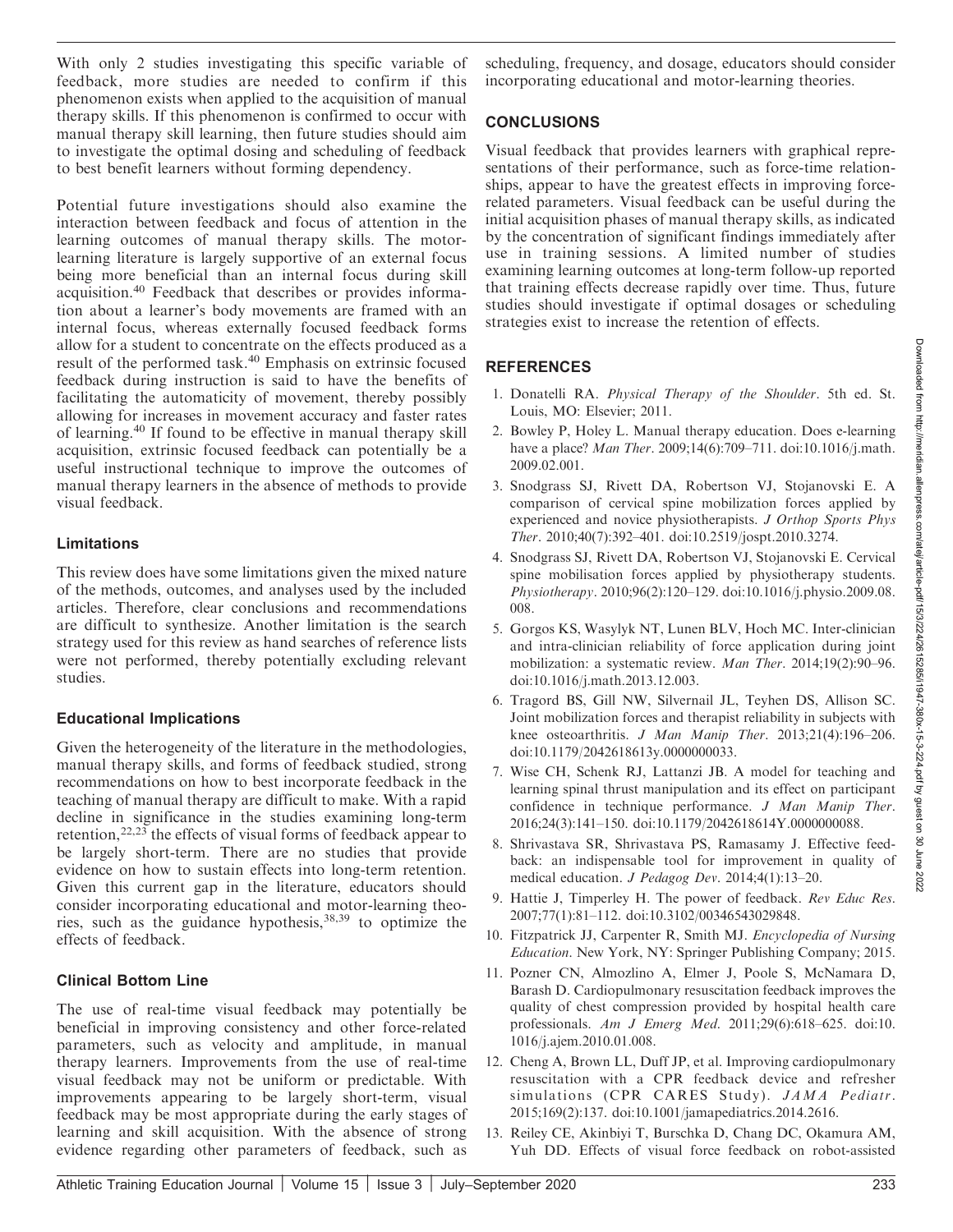With only 2 studies investigating this specific variable of feedback, more studies are needed to confirm if this phenomenon exists when applied to the acquisition of manual therapy skills. If this phenomenon is confirmed to occur with manual therapy skill learning, then future studies should aim to investigate the optimal dosing and scheduling of feedback to best benefit learners without forming dependency.

Potential future investigations should also examine the interaction between feedback and focus of attention in the learning outcomes of manual therapy skills. The motor-learning literature is largely supportive of an external focus being more beneficial than an internal focus during skill acquisition.[40] Feedback that describes or provides information about a learner's body movements are framed with an internal focus, whereas externally focused feedback forms allow for a student to concentrate on the effects produced as a result of the performed task.[40] Emphasis on extrinsic focused feedback during instruction is said to have the benefits of facilitating the automaticity of movement, thereby possibly allowing for increases in movement accuracy and faster rates of learning.[40] If found to be effective in manual therapy skill acquisition, extrinsic focused feedback can potentially be a useful instructional technique to improve the outcomes of manual therapy learners in the absence of methods to provide visual feedback.

### Limitations

This review does have some limitations given the mixed nature of the methods, outcomes, and analyses used by the included articles. Therefore, clear conclusions and recommendations are difficult to synthesize. Another limitation is the search strategy used for this review as hand searches of reference lists were not performed, thereby potentially excluding relevant studies.

### Educational Implications

Given the heterogeneity of the literature in the methodologies, manual therapy skills, and forms of feedback studied, strong recommendations on how to best incorporate feedback in the teaching of manual therapy are difficult to make. With a rapid decline in significance in the studies examining long-term retention,[22,23] the effects of visual forms of feedback appear to be largely short-term. There are no studies that provide evidence on how to sustain effects into long-term retention. Given this current gap in the literature, educators should consider incorporating educational and motor-learning theories, such as the guidance hypothesis,[38,39] to optimize the effects of feedback.

### Clinical Bottom Line

The use of real-time visual feedback may potentially be beneficial in improving consistency and other force-related parameters, such as velocity and amplitude, in manual therapy learners. Improvements from the use of real-time visual feedback may not be uniform or predictable. With improvements appearing to be largely short-term, visual feedback may be most appropriate during the early stages of learning and skill acquisition. With the absence of strong evidence regarding other parameters of feedback, such as scheduling, frequency, and dosage, educators should consider incorporating educational and motor-learning theories.

## CONCLUSIONS

Visual feedback that provides learners with graphical representations of their performance, such as force-time relationships, appear to have the greatest effects in improving force-related parameters. Visual feedback can be useful during the initial acquisition phases of manual therapy skills, as indicated by the concentration of significant findings immediately after use in training sessions. A limited number of studies examining learning outcomes at long-term follow-up reported that training effects decrease rapidly over time. Thus, future studies should investigate if optimal dosages or scheduling strategies exist to increase the retention of effects.

## REFERENCES

1. Donatelli RA. *Physical Therapy of the Shoulder*. 5th ed. St. Louis, MO: Elsevier; 2011.
2. Bowley P, Holey L. Manual therapy education. Does e-learning have a place? *Man Ther*. 2009;14(6):709–711. doi:10.1016/j.math.2009.02.001.
3. Snodgrass SJ, Rivett DA, Robertson VJ, Stojanovski E. A comparison of cervical spine mobilization forces applied by experienced and novice physiotherapists. *J Orthop Sports Phys Ther*. 2010;40(7):392–401. doi:10.2519/jospt.2010.3274.
4. Snodgrass SJ, Rivett DA, Robertson VJ, Stojanovski E. Cervical spine mobilisation forces applied by physiotherapy students. *Physiotherapy*. 2010;96(2):120–129. doi:10.1016/j.physio.2009.08.008.
5. Gorgos KS, Wasylyk NT, Lunen BLV, Hoch MC. Inter-clinician and intra-clinician reliability of force application during joint mobilization: a systematic review. *Man Ther*. 2014;19(2):90–96. doi:10.1016/j.math.2013.12.003.
6. Tragord BS, Gill NW, Silvernail JL, Teyhen DS, Allison SC. Joint mobilization forces and therapist reliability in subjects with knee osteoarthritis. *J Man Manip Ther*. 2013;21(4):196–206. doi:10.1179/2042618613y.0000000033.
7. Wise CH, Schenk RJ, Lattanzi JB. A model for teaching and learning spinal thrust manipulation and its effect on participant confidence in technique performance. *J Man Manip Ther*. 2016;24(3):141–150. doi:10.1179/2042618614Y.0000000088.
8. Shrivastava SR, Shrivastava PS, Ramasamy J. Effective feedback: an indispensable tool for improvement in quality of medical education. *J Pedagog Dev*. 2014;4(1):13–20.
9. Hattie J, Timperley H. The power of feedback. *Rev Educ Res*. 2007;77(1):81–112. doi:10.3102/003465430298487.
10. Fitzpatrick JJ, Carpenter R, Smith MJ. *Encyclopedia of Nursing Education*. New York, NY: Springer Publishing Company; 2015.
11. Pozner CN, Almozlino A, Elmer J, Poole S, McNamara D, Barash D. Cardiopulmonary resuscitation feedback improves the quality of chest compression provided by hospital health care professionals. *Am J Emerg Med*. 2011;29(6):618–625. doi:10.1016/j.ajem.2010.01.008.
12. Cheng A, Brown LL, Duff JP, et al. Improving cardiopulmonary resuscitation with a CPR feedback device and refresher simulations (CPR CARES Study). *JAMA Pediatr*. 2015;169(2):137. doi:10.1001/jamapediatrics.2014.2616.
13. Reiley CE, Akinbiyi T, Burschka D, Chang DC, Okamura AM, Yuh DD. Effects of visual force feedback on robot-assisted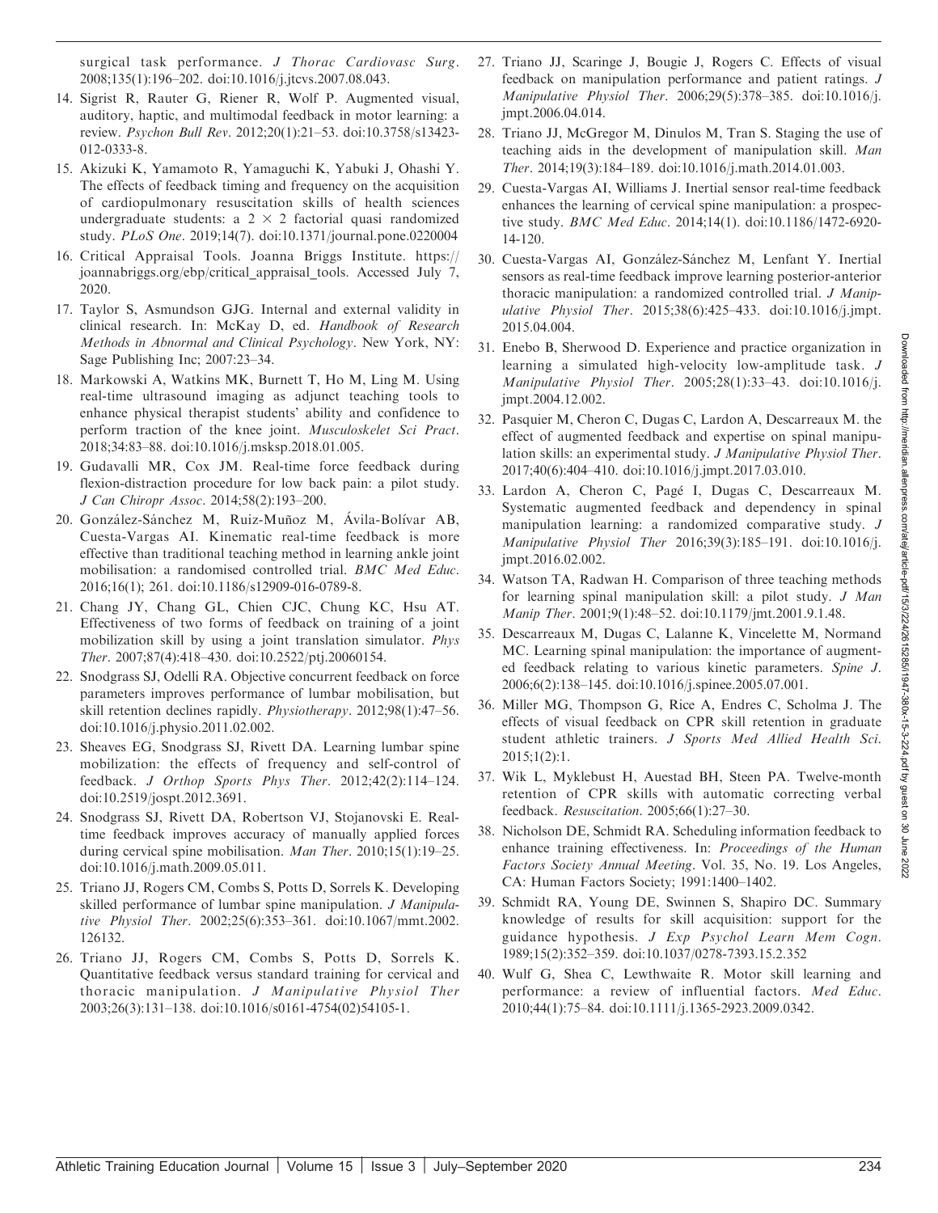surgical task performance. *J Thorac Cardiovasc Surg*. 2008;135(1):196–202. doi:10.1016/j.jtcvs.2007.08.043.

14. Sigrist R, Rauter G, Riener R, Wolf P. Augmented visual, auditory, haptic, and multimodal feedback in motor learning: a review. *Psychon Bull Rev*. 2012;20(1):21–53. doi:10.3758/s13423-012-0333-8.
15. Akizuki K, Yamamoto R, Yamaguchi K, Yabuki J, Ohashi Y. The effects of feedback timing and frequency on the acquisition of cardiopulmonary resuscitation skills of health sciences undergraduate students: a $2 \times 2$ factorial quasi randomized study. *PLoS One*. 2019;14(7). doi:10.1371/journal.pone.0220004
16. Critical Appraisal Tools. Joanna Briggs Institute. https://joannabriggs.org/ebp/critical_appraisal_tools. Accessed July 7, 2020.
17. Taylor S, Asmundson GJG. Internal and external validity in clinical research. In: McKay D, ed. *Handbook of Research Methods in Abnormal and Clinical Psychology*. New York, NY: Sage Publishing Inc; 2007:23–34.
18. Markowski A, Watkins MK, Burnett T, Ho M, Ling M. Using real-time ultrasound imaging as adjunct teaching tools to enhance physical therapist students' ability and confidence to perform traction of the knee joint. *Musculoskelet Sci Pract*. 2018;34:83–88. doi:10.1016/j.msksp.2018.01.005.
19. Gudavalli MR, Cox JM. Real-time force feedback during flexion-distraction procedure for low back pain: a pilot study. *J Can Chiropr Assoc*. 2014;58(2):193–200.
20. González-Sánchez M, Ruiz-Muñoz M, Ávila-Bolívar AB, Cuesta-Vargas AI. Kinematic real-time feedback is more effective than traditional teaching method in learning ankle joint mobilisation: a randomised controlled trial. *BMC Med Educ*. 2016;16(1); 261. doi:10.1186/s12909-016-0789-8.
21. Chang JY, Chang GL, Chien CJC, Chung KC, Hsu AT. Effectiveness of two forms of feedback on training of a joint mobilization skill by using a joint translation simulator. *Phys Ther*. 2007;87(4):418–430. doi:10.2522/ptj.20060154.
22. Snodgrass SJ, Odelli RA. Objective concurrent feedback on force parameters improves performance of lumbar mobilisation, but skill retention declines rapidly. *Physiotherapy*. 2012;98(1):47–56. doi:10.1016/j.physio.2011.02.002.
23. Sheaves EG, Snodgrass SJ, Rivett DA. Learning lumbar spine mobilization: the effects of frequency and self-control of feedback. *J Orthop Sports Phys Ther*. 2012;42(2):114–124. doi:10.2519/jospt.2012.3691.
24. Snodgrass SJ, Rivett DA, Robertson VJ, Stojanovski E. Real-time feedback improves accuracy of manually applied forces during cervical spine mobilisation. *Man Ther*. 2010;15(1):19–25. doi:10.1016/j.math.2009.05.011.
25. Triano JJ, Rogers CM, Combs S, Potts D, Sorrels K. Developing skilled performance of lumbar spine manipulation. *J Manipulative Physiol Ther*. 2002;25(6):353–361. doi:10.1067/mmt.2002.126132.
26. Triano JJ, Rogers CM, Combs S, Potts D, Sorrels K. Quantitative feedback versus standard training for cervical and thoracic manipulation. *J Manipulative Physiol Ther* 2003;26(3):131–138. doi:10.1016/s0161-4754(02)54105-1.
27. Triano JJ, Scaringe J, Bougie J, Rogers C. Effects of visual feedback on manipulation performance and patient ratings. *J Manipulative Physiol Ther*. 2006;29(5):378–385. doi:10.1016/j.jmpt.2006.04.014.
28. Triano JJ, McGregor M, Dinulos M, Tran S. Staging the use of teaching aids in the development of manipulation skill. *Man Ther*. 2014;19(3):184–189. doi:10.1016/j.math.2014.01.003.
29. Cuesta-Vargas AI, Williams J. Inertial sensor real-time feedback enhances the learning of cervical spine manipulation: a prospective study. *BMC Med Educ*. 2014;14(1). doi:10.1186/1472-6920-14-120.
30. Cuesta-Vargas AI, González-Sánchez M, Lenfant Y. Inertial sensors as real-time feedback improve learning posterior-anterior thoracic manipulation: a randomized controlled trial. *J Manipulative Physiol Ther*. 2015;38(6):425–433. doi:10.1016/j.jmpt.2015.04.004.
31. Enebo B, Sherwood D. Experience and practice organization in learning a simulated high-velocity low-amplitude task. *J Manipulative Physiol Ther*. 2005;28(1):33–43. doi:10.1016/j.jmpt.2004.12.002.
32. Pasquier M, Cheron C, Dugas C, Lardon A, Descarreaux M. the effect of augmented feedback and expertise on spinal manipulation skills: an experimental study. *J Manipulative Physiol Ther*. 2017;40(6):404–410. doi:10.1016/j.jmpt.2017.03.010.
33. Lardon A, Cheron C, Pagé I, Dugas C, Descarreaux M. Systematic augmented feedback and dependency in spinal manipulation learning: a randomized comparative study. *J Manipulative Physiol Ther* 2016;39(3):185–191. doi:10.1016/j.jmpt.2016.02.002.
34. Watson TA, Radwan H. Comparison of three teaching methods for learning spinal manipulation skill: a pilot study. *J Man Manip Ther*. 2001;9(1):48–52. doi:10.1179/jmt.2001.9.1.48.
35. Descarreaux M, Dugas C, Lalanne K, Vincelette M, Normand MC. Learning spinal manipulation: the importance of augmented feedback relating to various kinetic parameters. *Spine J*. 2006;6(2):138–145. doi:10.1016/j.spinee.2005.07.001.
36. Miller MG, Thompson G, Rice A, Endres C, Scholma J. The effects of visual feedback on CPR skill retention in graduate student athletic trainers. *J Sports Med Allied Health Sci*. 2015;1(2):1.
37. Wik L, Myklebust H, Auestad BH, Steen PA. Twelve-month retention of CPR skills with automatic correcting verbal feedback. *Resuscitation*. 2005;66(1):27–30.
38. Nicholson DE, Schmidt RA. Scheduling information feedback to enhance training effectiveness. In: *Proceedings of the Human Factors Society Annual Meeting*. Vol. 35, No. 19. Los Angeles, CA: Human Factors Society; 1991:1400–1402.
39. Schmidt RA, Young DE, Swinnen S, Shapiro DC. Summary knowledge of results for skill acquisition: support for the guidance hypothesis. *J Exp Psychol Learn Mem Cogn*. 1989;15(2):352–359. doi:10.1037/0278-7393.15.2.352
40. Wulf G, Shea C, Lewthwaite R. Motor skill learning and performance: a review of influential factors. *Med Educ*. 2010;44(1):75–84. doi:10.1111/j.1365-2923.2009.0342.